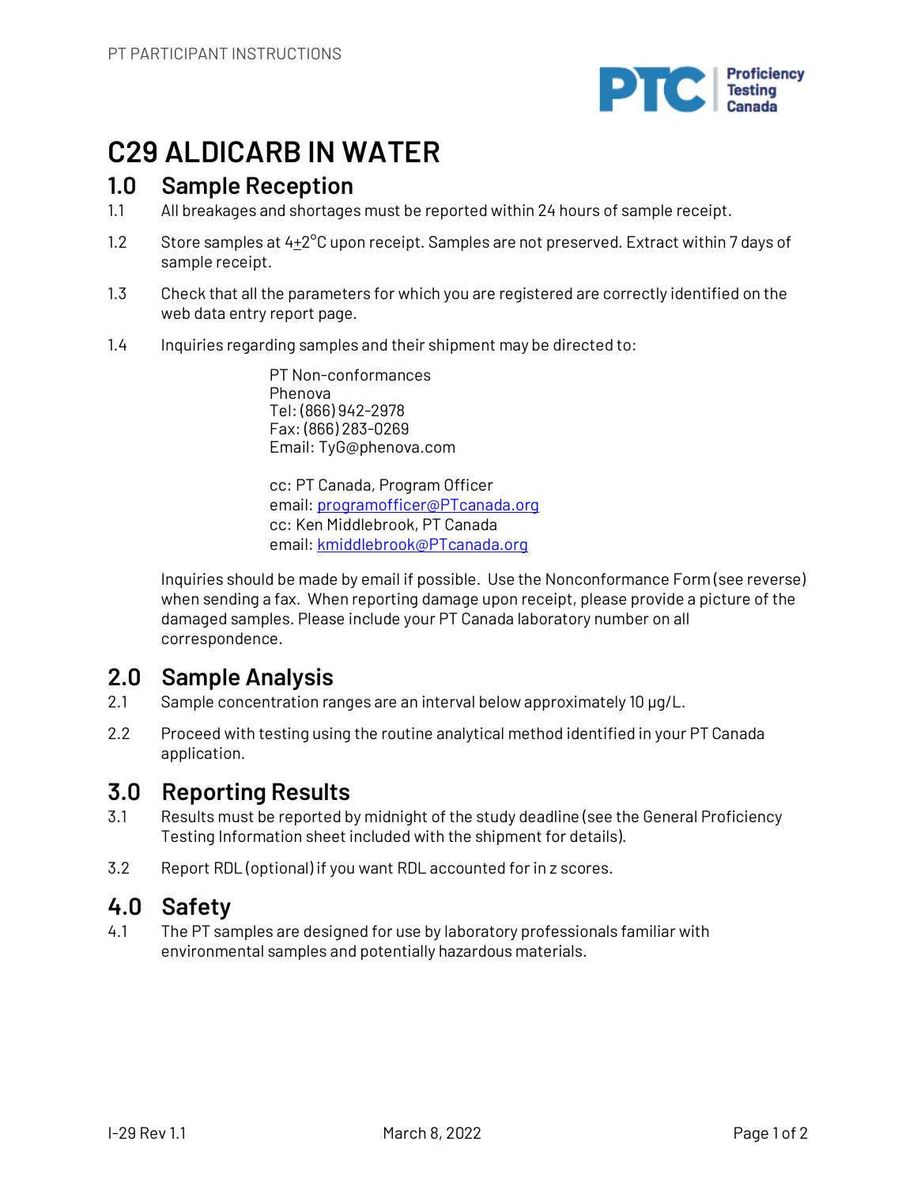# C29 ALDICARB IN WATER

## 1.0 Sample Reception

1.1 All breakages and shortages must be reported within 24 hours of sample receipt.

1.2 Store samples at 4±2°C upon receipt. Samples are not preserved. Extract within 7 days of sample receipt.

1.3 Check that all the parameters for which you are registered are correctly identified on the web data entry report page.

1.4 Inquiries regarding samples and their shipment may be directed to:

PT Non-conformances
Phenova
Tel: (866) 942-2978
Fax: (866) 283-0269
Email: TyG@phenova.com

cc: PT Canada, Program Officer
email: programofficer@PTcanada.org
cc: Ken Middlebrook, PT Canada
email: kmiddlebrook@PTcanada.org

Inquiries should be made by email if possible. Use the Nonconformance Form (see reverse) when sending a fax. When reporting damage upon receipt, please provide a picture of the damaged samples. Please include your PT Canada laboratory number on all correspondence.

## 2.0 Sample Analysis

2.1 Sample concentration ranges are an interval below approximately 10 µg/L.

2.2 Proceed with testing using the routine analytical method identified in your PT Canada application.

## 3.0 Reporting Results

3.1 Results must be reported by midnight of the study deadline (see the General Proficiency Testing Information sheet included with the shipment for details).

3.2 Report RDL (optional) if you want RDL accounted for in z scores.

## 4.0 Safety

4.1 The PT samples are designed for use by laboratory professionals familiar with environmental samples and potentially hazardous materials.

I-29 Rev 1.1 March 8, 2022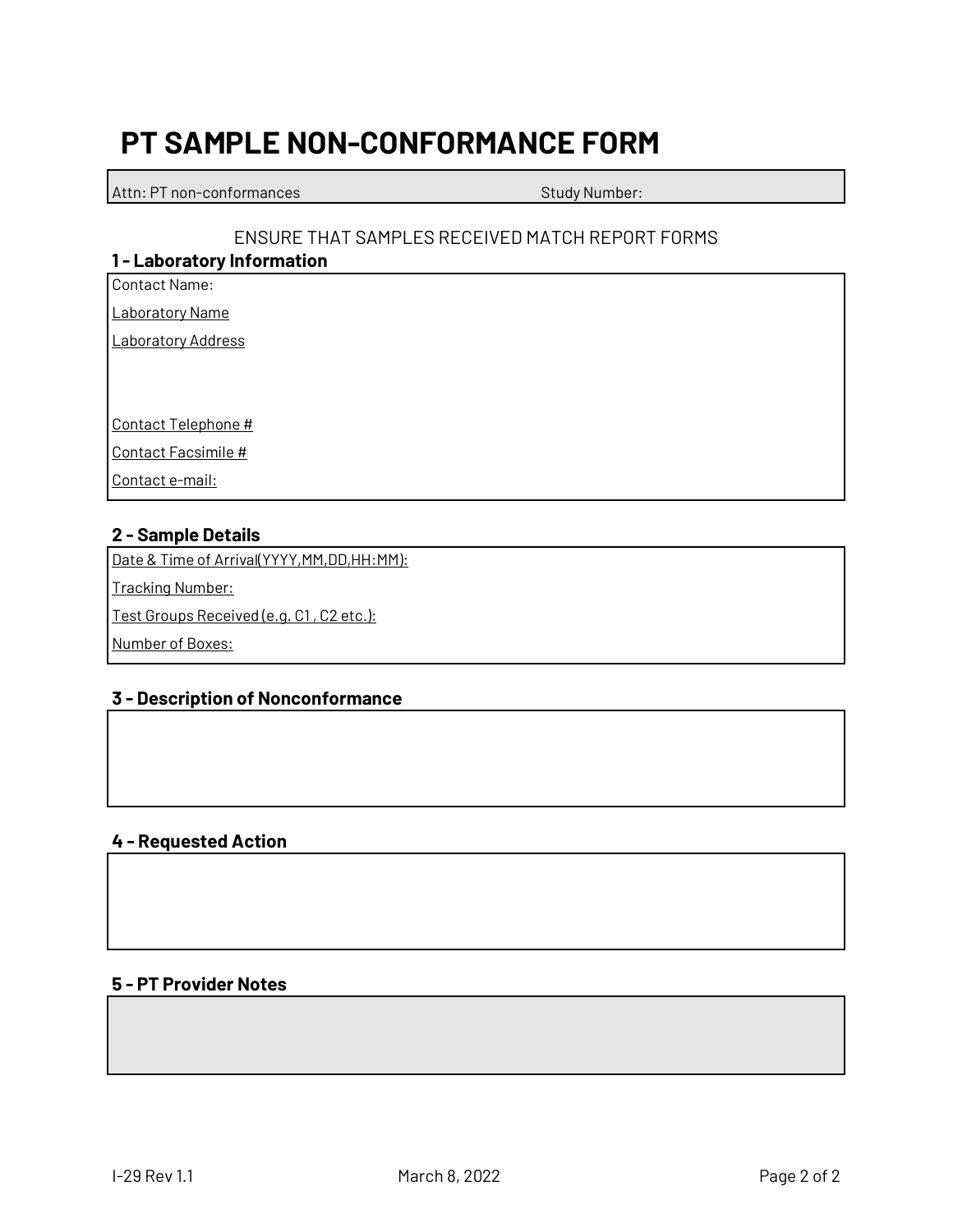# PT SAMPLE NON-CONFORMANCE FORM

Attn: PT non-conformances

Study Number:

ENSURE THAT SAMPLES RECEIVED MATCH REPORT FORMS

### 1 - Laboratory Information

Contact Name:

Laboratory Name

Laboratory Address

Contact Telephone #

Contact Facsimile #

Contact e-mail:

### 2 - Sample Details

Date & Time of Arrival(YYYY,MM,DD,HH:MM):

Tracking Number:

Test Groups Received (e.g. C1 , C2 etc.):

Number of Boxes:

### 3 - Description of Nonconformance

### 4 - Requested Action

### 5 - PT Provider Notes

I-29 Rev 1.1 March 8, 2022